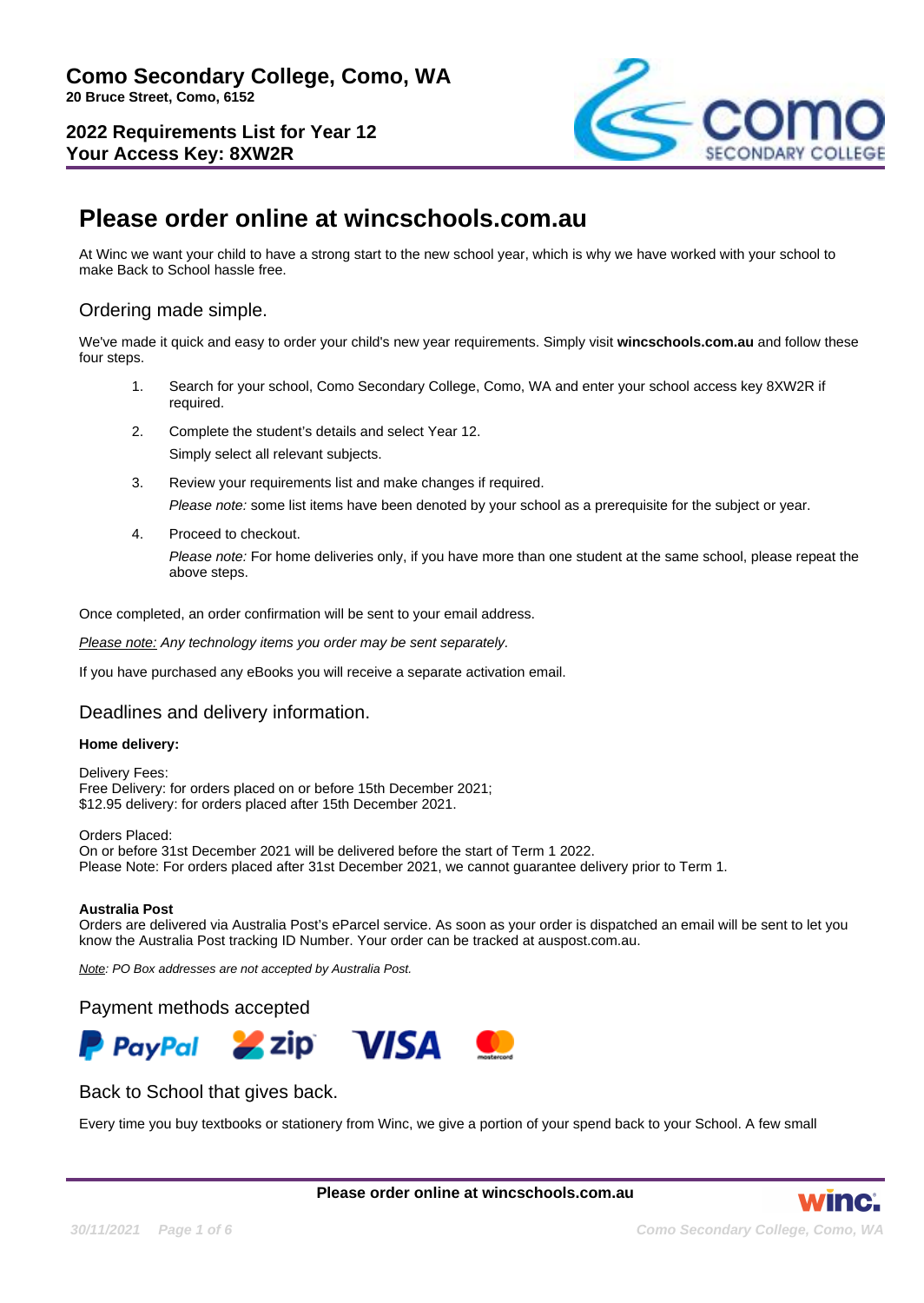# Como Secondary College, Como, WA

**20 Bruce Street, Como, 6152**

**2022 Requirements List for Year 12**
**Your Access Key: 8XW2R**

# Please order online at wincschools.com.au

At Winc we want your child to have a strong start to the new school year, which is why we have worked with your school to make Back to School hassle free.

## Ordering made simple.

We've made it quick and easy to order your child's new year requirements. Simply visit **wincschools.com.au** and follow these four steps.

1. Search for your school, Como Secondary College, Como, WA and enter your school access key 8XW2R if required.
2. Complete the student's details and select Year 12.
   Simply select all relevant subjects.
3. Review your requirements list and make changes if required.
   *Please note:* some list items have been denoted by your school as a prerequisite for the subject or year.
4. Proceed to checkout.
   *Please note:* For home deliveries only, if you have more than one student at the same school, please repeat the above steps.

Once completed, an order confirmation will be sent to your email address.

*Please note: Any technology items you order may be sent separately.*

If you have purchased any eBooks you will receive a separate activation email.

## Deadlines and delivery information.

**Home delivery:**

Delivery Fees:
Free Delivery: for orders placed on or before 15th December 2021;
$12.95 delivery: for orders placed after 15th December 2021.

Orders Placed:
On or before 31st December 2021 will be delivered before the start of Term 1 2022.
Please Note: For orders placed after 31st December 2021, we cannot guarantee delivery prior to Term 1.

**Australia Post**
Orders are delivered via Australia Post's eParcel service. As soon as your order is dispatched an email will be sent to let you know the Australia Post tracking ID Number. Your order can be tracked at auspost.com.au.

*Note: PO Box addresses are not accepted by Australia Post.*

## Payment methods accepted

PayPal, zip, VISA, mastercard

## Back to School that gives back.

Every time you buy textbooks or stationery from Winc, we give a portion of your spend back to your School. A few small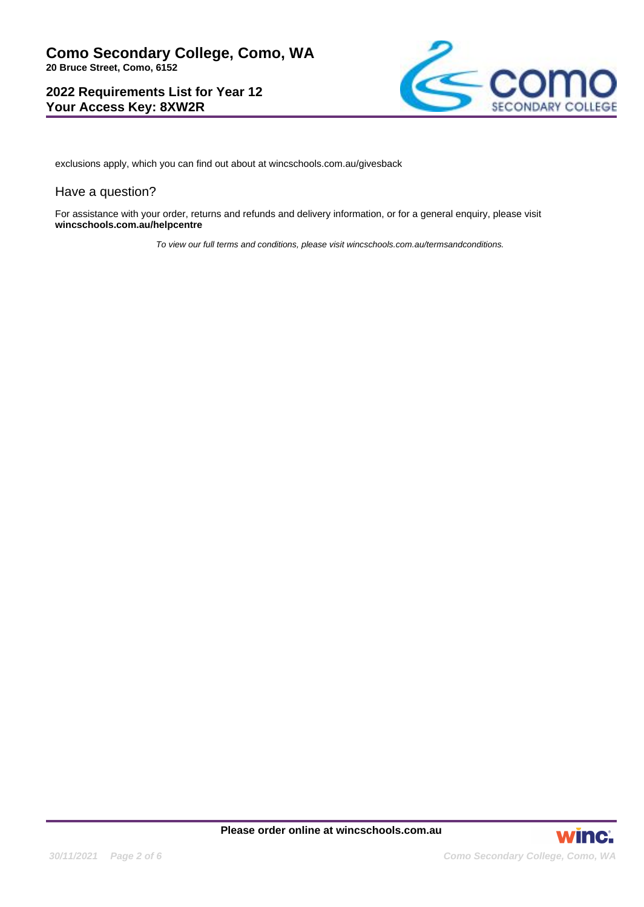exclusions apply, which you can find out about at wincschools.com.au/givesback

## Have a question?

For assistance with your order, returns and refunds and delivery information, or for a general enquiry, please visit **wincschools.com.au/helpcentre**

*To view our full terms and conditions, please visit wincschools.com.au/termsandconditions.*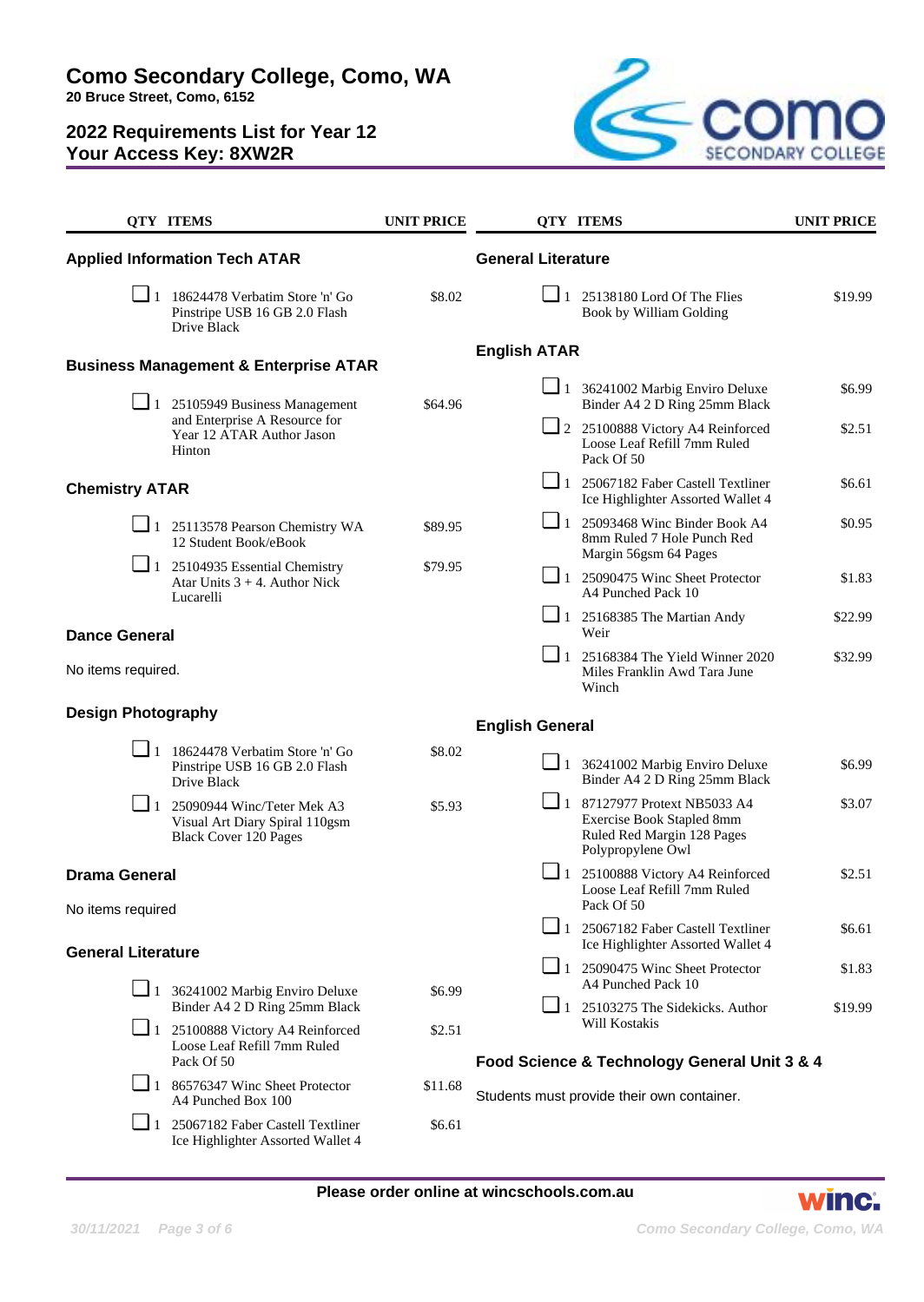# Como Secondary College, Como, WA

**20 Bruce Street, Como, 6152**

## 2022 Requirements List for Year 12
## Your Access Key: 8XW2R

### Applied Information Tech ATAR

| QTY | ITEMS | UNIT PRICE |
|---|---|---|
| 1 | 18624478 Verbatim Store 'n' Go Pinstripe USB 16 GB 2.0 Flash Drive Black | $8.02 |

### Business Management & Enterprise ATAR

| QTY | ITEMS | UNIT PRICE |
|---|---|---|
| 1 | 25105949 Business Management and Enterprise A Resource for Year 12 ATAR Author Jason Hinton | $64.96 |

### Chemistry ATAR

| QTY | ITEMS | UNIT PRICE |
|---|---|---|
| 1 | 25113578 Pearson Chemistry WA 12 Student Book/eBook | $89.95 |
| 1 | 25104935 Essential Chemistry Atar Units 3 + 4. Author Nick Lucarelli | $79.95 |

### Dance General

No items required.

### Design Photography

| QTY | ITEMS | UNIT PRICE |
|---|---|---|
| 1 | 18624478 Verbatim Store 'n' Go Pinstripe USB 16 GB 2.0 Flash Drive Black | $8.02 |
| 1 | 25090944 Winc/Teter Mek A3 Visual Art Diary Spiral 110gsm Black Cover 120 Pages | $5.93 |

### Drama General

No items required

### General Literature

| QTY | ITEMS | UNIT PRICE |
|---|---|---|
| 1 | 36241002 Marbig Enviro Deluxe Binder A4 2 D Ring 25mm Black | $6.99 |
| 1 | 25100888 Victory A4 Reinforced Loose Leaf Refill 7mm Ruled Pack Of 50 | $2.51 |
| 1 | 86576347 Winc Sheet Protector A4 Punched Box 100 | $11.68 |
| 1 | 25067182 Faber Castell Textliner Ice Highlighter Assorted Wallet 4 | $6.61 |
| 1 | 25138180 Lord Of The Flies Book by William Golding | $19.99 |

### English ATAR

| QTY | ITEMS | UNIT PRICE |
|---|---|---|
| 1 | 36241002 Marbig Enviro Deluxe Binder A4 2 D Ring 25mm Black | $6.99 |
| 2 | 25100888 Victory A4 Reinforced Loose Leaf Refill 7mm Ruled Pack Of 50 | $2.51 |
| 1 | 25067182 Faber Castell Textliner Ice Highlighter Assorted Wallet 4 | $6.61 |
| 1 | 25093468 Winc Binder Book A4 8mm Ruled 7 Hole Punch Red Margin 56gsm 64 Pages | $0.95 |
| 1 | 25090475 Winc Sheet Protector A4 Punched Pack 10 | $1.83 |
| 1 | 25168385 The Martian Andy Weir | $22.99 |
| 1 | 25168384 The Yield Winner 2020 Miles Franklin Awd Tara June Winch | $32.99 |

### English General

| QTY | ITEMS | UNIT PRICE |
|---|---|---|
| 1 | 36241002 Marbig Enviro Deluxe Binder A4 2 D Ring 25mm Black | $6.99 |
| 1 | 87127977 Protext NB5033 A4 Exercise Book Stapled 8mm Ruled Red Margin 128 Pages Polypropylene Owl | $3.07 |
| 1 | 25100888 Victory A4 Reinforced Loose Leaf Refill 7mm Ruled Pack Of 50 | $2.51 |
| 1 | 25067182 Faber Castell Textliner Ice Highlighter Assorted Wallet 4 | $6.61 |
| 1 | 25090475 Winc Sheet Protector A4 Punched Pack 10 | $1.83 |
| 1 | 25103275 The Sidekicks. Author Will Kostakis | $19.99 |

### Food Science & Technology General Unit 3 & 4

Students must provide their own container.

**Please order online at wincschools.com.au**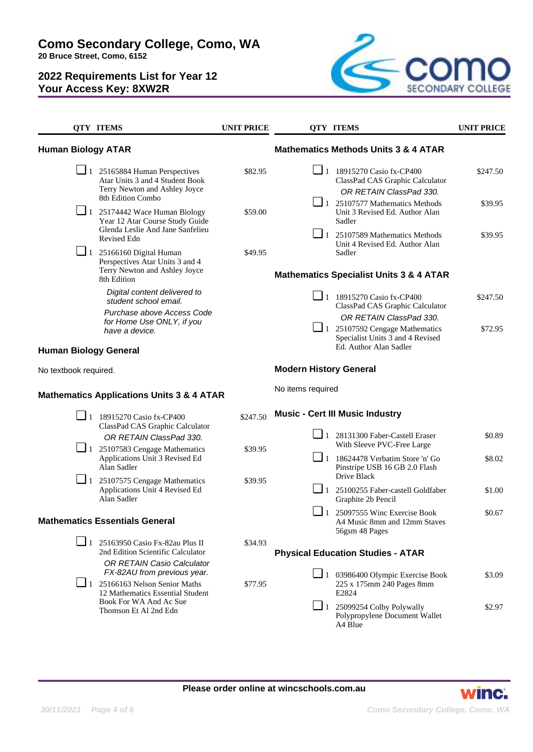# Como Secondary College, Como, WA

**20 Bruce Street, Como, 6152**

## 2022 Requirements List for Year 12
## Your Access Key: 8XW2R

### Human Biology ATAR

| QTY | ITEMS | UNIT PRICE |
|---|---|---|
| 1 | 25165884 Human Perspectives Atar Units 3 and 4 Student Book Terry Newton and Ashley Joyce 8th Edition Combo | $82.95 |
| 1 | 25174442 Wace Human Biology Year 12 Atar Course Study Guide Glenda Leslie And Jane Sanfelieu Revised Edn | $59.00 |
| 1 | 25166160 Digital Human Perspectives Atar Units 3 and 4 Terry Newton and Ashley Joyce 8th Edition | $49.95 |

*Digital content delivered to student school email.*

*Purchase above Access Code for Home Use ONLY, if you have a device.*

### Human Biology General

No textbook required.

### Mathematics Applications Units 3 & 4 ATAR

| QTY | ITEMS | UNIT PRICE |
|---|---|---|
| 1 | 18915270 Casio fx-CP400 ClassPad CAS Graphic Calculator *OR RETAIN ClassPad 330.* | $247.50 |
| 1 | 25107583 Cengage Mathematics Applications Unit 3 Revised Ed Alan Sadler | $39.95 |
| 1 | 25107575 Cengage Mathematics Applications Unit 4 Revised Ed Alan Sadler | $39.95 |

### Mathematics Essentials General

| QTY | ITEMS | UNIT PRICE |
|---|---|---|
| 1 | 25163950 Casio Fx-82au Plus II 2nd Edition Scientific Calculator *OR RETAIN Casio Calculator FX-82AU from previous year.* | $34.93 |
| 1 | 25166163 Nelson Senior Maths 12 Mathematics Essential Student Book For WA And Ac Sue Thomson Et Al 2nd Edn | $77.95 |

### Mathematics Methods Units 3 & 4 ATAR

| QTY | ITEMS | UNIT PRICE |
|---|---|---|
| 1 | 18915270 Casio fx-CP400 ClassPad CAS Graphic Calculator *OR RETAIN ClassPad 330.* | $247.50 |
| 1 | 25107577 Mathematics Methods Unit 3 Revised Ed. Author Alan Sadler | $39.95 |
| 1 | 25107589 Mathematics Methods Unit 4 Revised Ed. Author Alan Sadler | $39.95 |

### Mathematics Specialist Units 3 & 4 ATAR

| QTY | ITEMS | UNIT PRICE |
|---|---|---|
| 1 | 18915270 Casio fx-CP400 ClassPad CAS Graphic Calculator *OR RETAIN ClassPad 330.* | $247.50 |
| 1 | 25107592 Cengage Mathematics Specialist Units 3 and 4 Revised Ed. Author Alan Sadler | $72.95 |

### Modern History General

No items required

### Music - Cert III Music Industry

| QTY | ITEMS | UNIT PRICE |
|---|---|---|
| 1 | 28131300 Faber-Castell Eraser With Sleeve PVC-Free Large | $0.89 |
| 1 | 18624478 Verbatim Store 'n' Go Pinstripe USB 16 GB 2.0 Flash Drive Black | $8.02 |
| 1 | 25100255 Faber-castell Goldfaber Graphite 2b Pencil | $1.00 |
| 1 | 25097555 Winc Exercise Book A4 Music 8mm and 12mm Staves 56gsm 48 Pages | $0.67 |

### Physical Education Studies - ATAR

| QTY | ITEMS | UNIT PRICE |
|---|---|---|
| 1 | 03986400 Olympic Exercise Book 225 x 175mm 240 Pages 8mm E2824 | $3.09 |
| 1 | 25099254 Colby Polywally Polypropylene Document Wallet A4 Blue | $2.97 |

**Please order online at wincschools.com.au**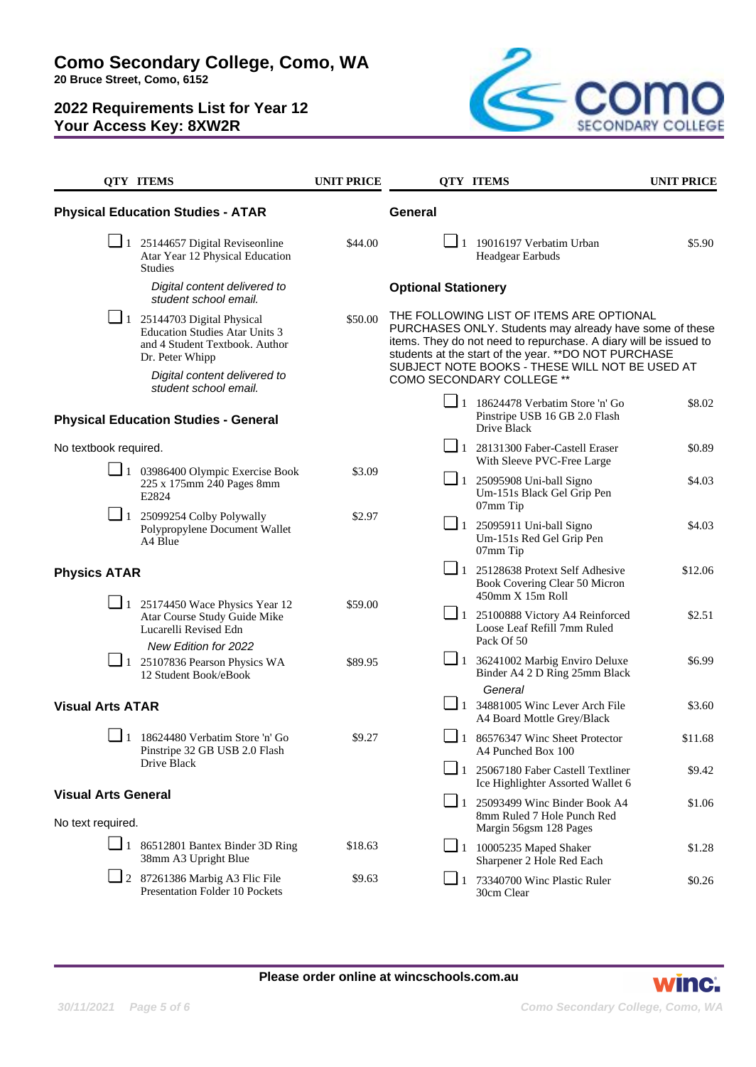# Como Secondary College, Como, WA

**20 Bruce Street, Como, 6152**

## 2022 Requirements List for Year 12
## Your Access Key: 8XW2R

| QTY | ITEMS | UNIT PRICE |
|---|---|---|
| | **Physical Education Studies - ATAR** | |
| 1 | 25144657 Digital Reviseonline Atar Year 12 Physical Education Studies<br>*Digital content delivered to student school email.* | $44.00 |
| 1 | 25144703 Digital Physical Education Studies Atar Units 3 and 4 Student Textbook. Author Dr. Peter Whipp<br>*Digital content delivered to student school email.* | $50.00 |
| | **Physical Education Studies - General** | |
| | No textbook required. | |
| 1 | 03986400 Olympic Exercise Book 225 x 175mm 240 Pages 8mm E2824 | $3.09 |
| 1 | 25099254 Colby Polywally Polypropylene Document Wallet A4 Blue | $2.97 |
| | **Physics ATAR** | |
| 1 | 25174450 Wace Physics Year 12 Atar Course Study Guide Mike Lucarelli Revised Edn<br>*New Edition for 2022* | $59.00 |
| 1 | 25107836 Pearson Physics WA 12 Student Book/eBook | $89.95 |
| | **Visual Arts ATAR** | |
| 1 | 18624480 Verbatim Store 'n' Go Pinstripe 32 GB USB 2.0 Flash Drive Black | $9.27 |
| | **Visual Arts General** | |
| | No text required. | |
| 1 | 86512801 Bantex Binder 3D Ring 38mm A3 Upright Blue | $18.63 |
| 2 | 87261386 Marbig A3 Flic File Presentation Folder 10 Pockets | $9.63 |
| | **General** | |
| 1 | 19016197 Verbatim Urban Headgear Earbuds | $5.90 |
| | **Optional Stationery** | |
| | THE FOLLOWING LIST OF ITEMS ARE OPTIONAL PURCHASES ONLY. Students may already have some of these items. They do not need to repurchase. A diary will be issued to students at the start of the year. **DO NOT PURCHASE SUBJECT NOTE BOOKS - THESE WILL NOT BE USED AT COMO SECONDARY COLLEGE ** | |
| 1 | 18624478 Verbatim Store 'n' Go Pinstripe USB 16 GB 2.0 Flash Drive Black | $8.02 |
| 1 | 28131300 Faber-Castell Eraser With Sleeve PVC-Free Large | $0.89 |
| 1 | 25095908 Uni-ball Signo Um-151s Black Gel Grip Pen 07mm Tip | $4.03 |
| 1 | 25095911 Uni-ball Signo Um-151s Red Gel Grip Pen 07mm Tip | $4.03 |
| 1 | 25128638 Protext Self Adhesive Book Covering Clear 50 Micron 450mm X 15m Roll | $12.06 |
| 1 | 25100888 Victory A4 Reinforced Loose Leaf Refill 7mm Ruled Pack Of 50 | $2.51 |
| 1 | 36241002 Marbig Enviro Deluxe Binder A4 2 D Ring 25mm Black<br>*General* | $6.99 |
| 1 | 34881005 Winc Lever Arch File A4 Board Mottle Grey/Black | $3.60 |
| 1 | 86576347 Winc Sheet Protector A4 Punched Box 100 | $11.68 |
| 1 | 25067180 Faber Castell Textliner Ice Highlighter Assorted Wallet 6 | $9.42 |
| 1 | 25093499 Winc Binder Book A4 8mm Ruled 7 Hole Punch Red Margin 56gsm 128 Pages | $1.06 |
| 1 | 10005235 Maped Shaker Sharpener 2 Hole Red Each | $1.28 |
| 1 | 73340700 Winc Plastic Ruler 30cm Clear | $0.26 |

**Please order online at wincschools.com.au**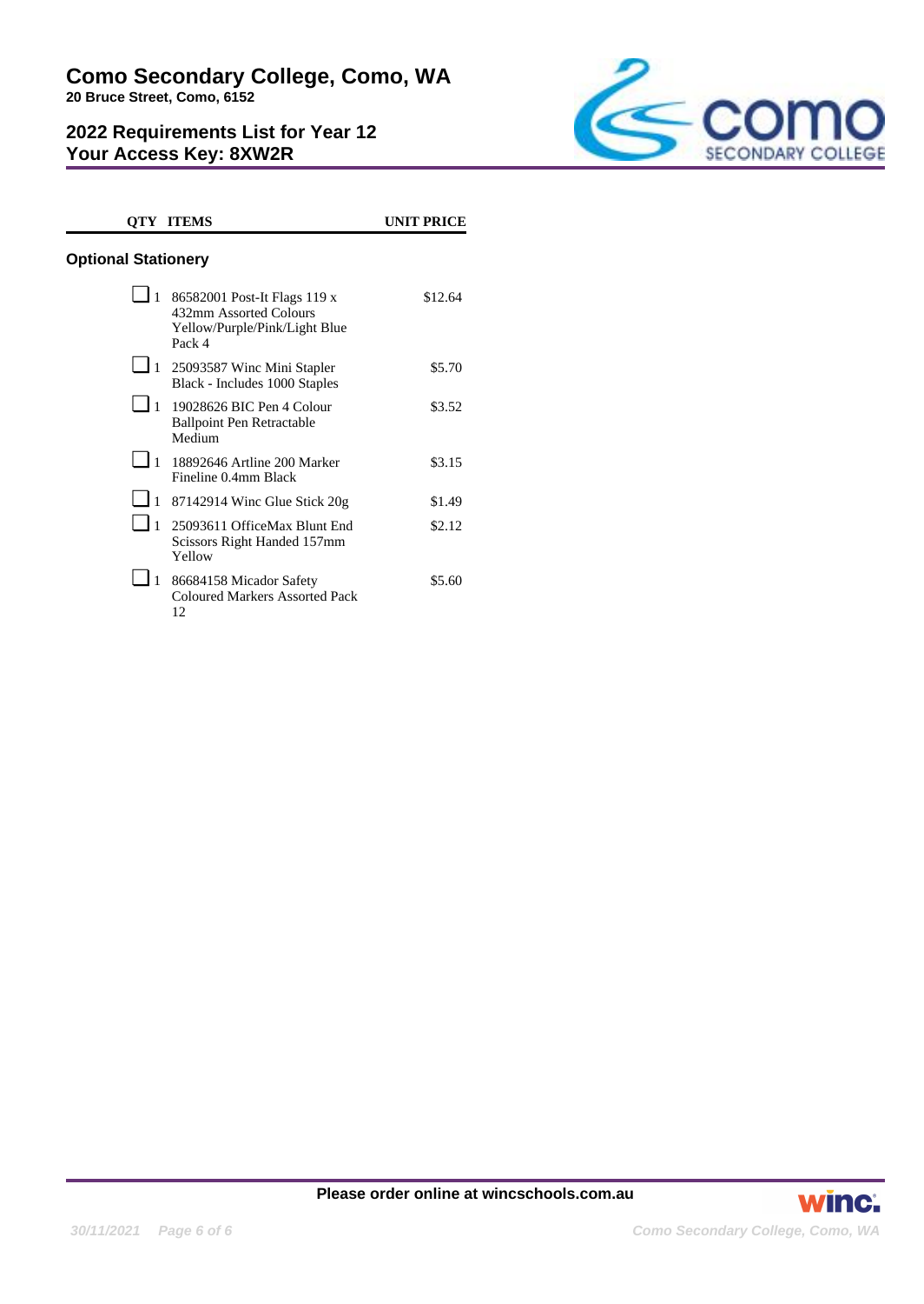# Como Secondary College, Como, WA

**20 Bruce Street, Como, 6152**

## 2022 Requirements List for Year 12

## Your Access Key: 8XW2R

| QTY | ITEMS | UNIT PRICE |
|---|---|---|

### Optional Stationery

| QTY | ITEMS | UNIT PRICE |
|---|---|---|
| ☐ 1 | 86582001 Post-It Flags 119 x 432mm Assorted Colours Yellow/Purple/Pink/Light Blue Pack 4 | $12.64 |
| ☐ 1 | 25093587 Winc Mini Stapler Black - Includes 1000 Staples | $5.70 |
| ☐ 1 | 19028626 BIC Pen 4 Colour Ballpoint Pen Retractable Medium | $3.52 |
| ☐ 1 | 18892646 Artline 200 Marker Fineline 0.4mm Black | $3.15 |
| ☐ 1 | 87142914 Winc Glue Stick 20g | $1.49 |
| ☐ 1 | 25093611 OfficeMax Blunt End Scissors Right Handed 157mm Yellow | $2.12 |
| ☐ 1 | 86684158 Micador Safety Coloured Markers Assorted Pack 12 | $5.60 |

**Please order online at wincschools.com.au**